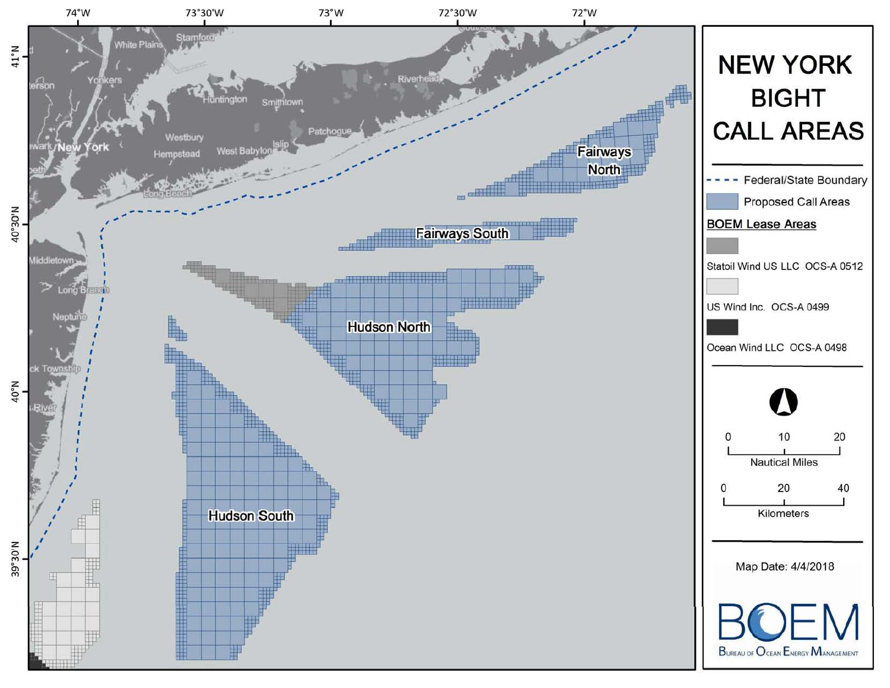# NEW YORK BIGHT CALL AREAS

- Federal/State Boundary
- Proposed Call Areas

**BOEM Lease Areas**

- Statoil Wind US LLC OCS-A 0512
- US Wind Inc. OCS-A 0499
- Ocean Wind LLC OCS-A 0498

0 10 20 Nautical Miles

0 20 40 Kilometers

Map Date: 4/4/2018

BOEM Bureau of Ocean Energy Management

Fairways North

Fairways South

Hudson North

Hudson South

74°W 73°30'W 73°W 72°30'W 72°W

41°N 40°30'N 40°N 39°30'N

White Plains, Stamford, Yonkers, New York, Huntington, Smithtown, Riverhead, Westbury, Hempstead, West Babylon, Islip, Patchogue, Long Beach, Middletown, Long Branch, Neptune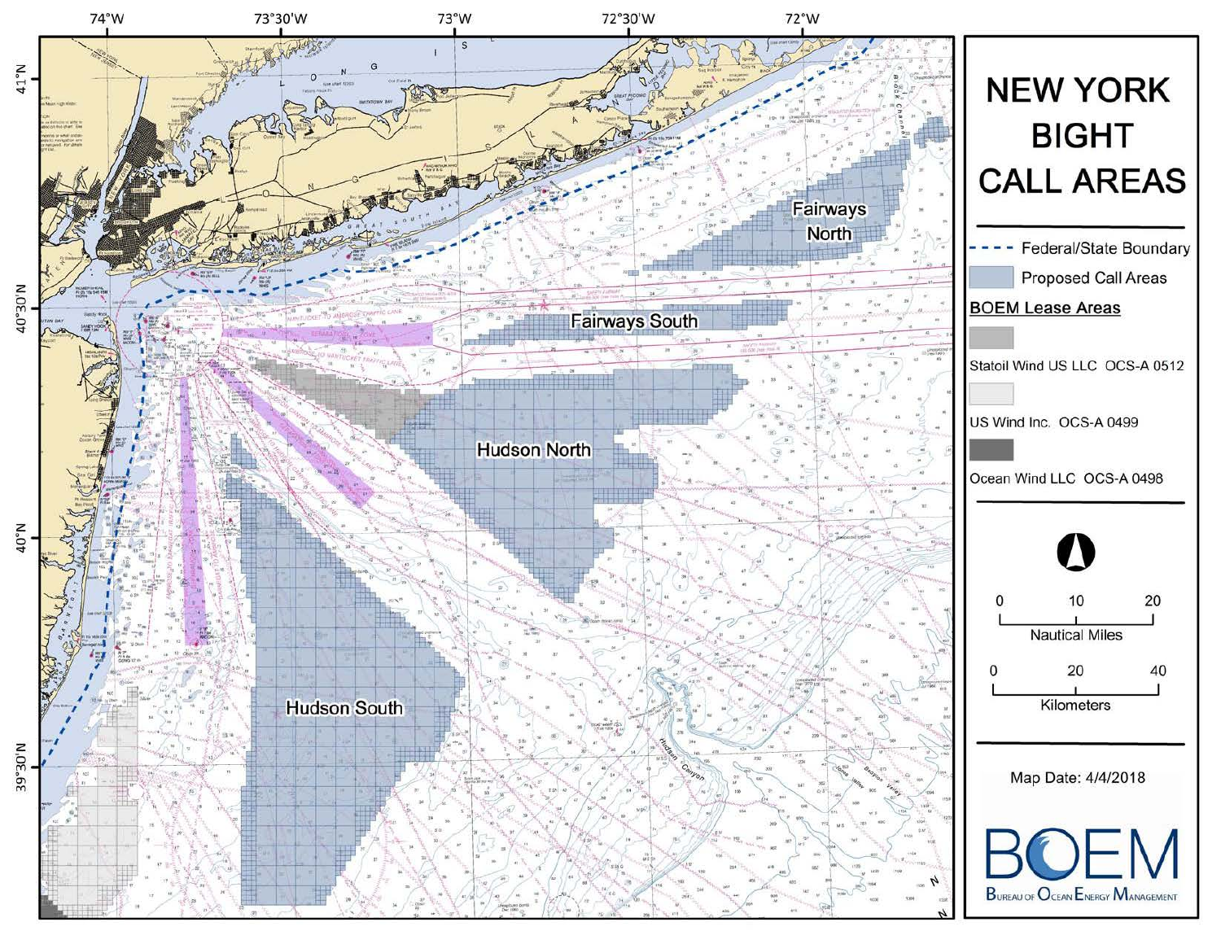# NEW YORK BIGHT CALL AREAS

- - - Federal/State Boundary

Proposed Call Areas

**BOEM Lease Areas**

Statoil Wind US LLC OCS-A 0512

US Wind Inc. OCS-A 0499

Ocean Wind LLC OCS-A 0498

0 10 20
Nautical Miles

0 20 40
Kilometers

Map Date: 4/4/2018

BOEM
Bureau of Ocean Energy Management

74°W 73°30'W 73°W 72°30'W 72°W

41°N 40°30'N 40°N 39°30'N

Fairways North

Fairways South

Hudson North

Hudson South